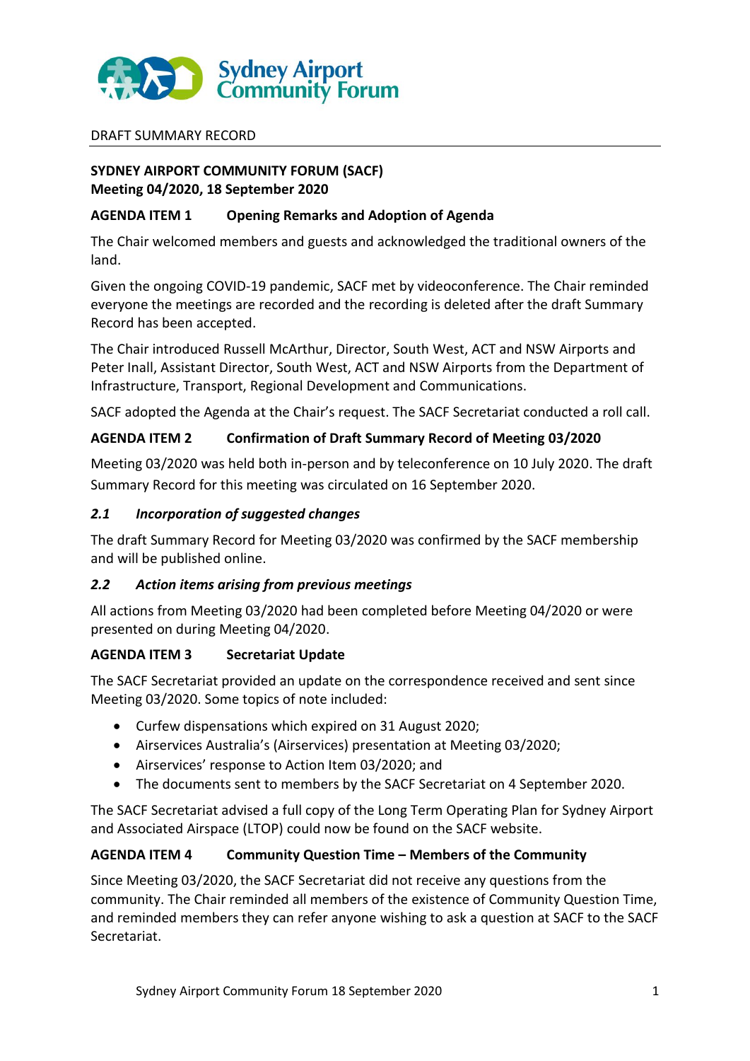Sydney Airport Community Forum

DRAFT SUMMARY RECORD

**SYDNEY AIRPORT COMMUNITY FORUM (SACF)**
**Meeting 04/2020, 18 September 2020**

## AGENDA ITEM 1 Opening Remarks and Adoption of Agenda

The Chair welcomed members and guests and acknowledged the traditional owners of the land.

Given the ongoing COVID-19 pandemic, SACF met by videoconference. The Chair reminded everyone the meetings are recorded and the recording is deleted after the draft Summary Record has been accepted.

The Chair introduced Russell McArthur, Director, South West, ACT and NSW Airports and Peter Inall, Assistant Director, South West, ACT and NSW Airports from the Department of Infrastructure, Transport, Regional Development and Communications.

SACF adopted the Agenda at the Chair's request. The SACF Secretariat conducted a roll call.

## AGENDA ITEM 2 Confirmation of Draft Summary Record of Meeting 03/2020

Meeting 03/2020 was held both in-person and by teleconference on 10 July 2020. The draft Summary Record for this meeting was circulated on 16 September 2020.

### *2.1 Incorporation of suggested changes*

The draft Summary Record for Meeting 03/2020 was confirmed by the SACF membership and will be published online.

### *2.2 Action items arising from previous meetings*

All actions from Meeting 03/2020 had been completed before Meeting 04/2020 or were presented on during Meeting 04/2020.

## AGENDA ITEM 3 Secretariat Update

The SACF Secretariat provided an update on the correspondence received and sent since Meeting 03/2020. Some topics of note included:

- Curfew dispensations which expired on 31 August 2020;
- Airservices Australia's (Airservices) presentation at Meeting 03/2020;
- Airservices' response to Action Item 03/2020; and
- The documents sent to members by the SACF Secretariat on 4 September 2020.

The SACF Secretariat advised a full copy of the Long Term Operating Plan for Sydney Airport and Associated Airspace (LTOP) could now be found on the SACF website.

## AGENDA ITEM 4 Community Question Time – Members of the Community

Since Meeting 03/2020, the SACF Secretariat did not receive any questions from the community. The Chair reminded all members of the existence of Community Question Time, and reminded members they can refer anyone wishing to ask a question at SACF to the SACF Secretariat.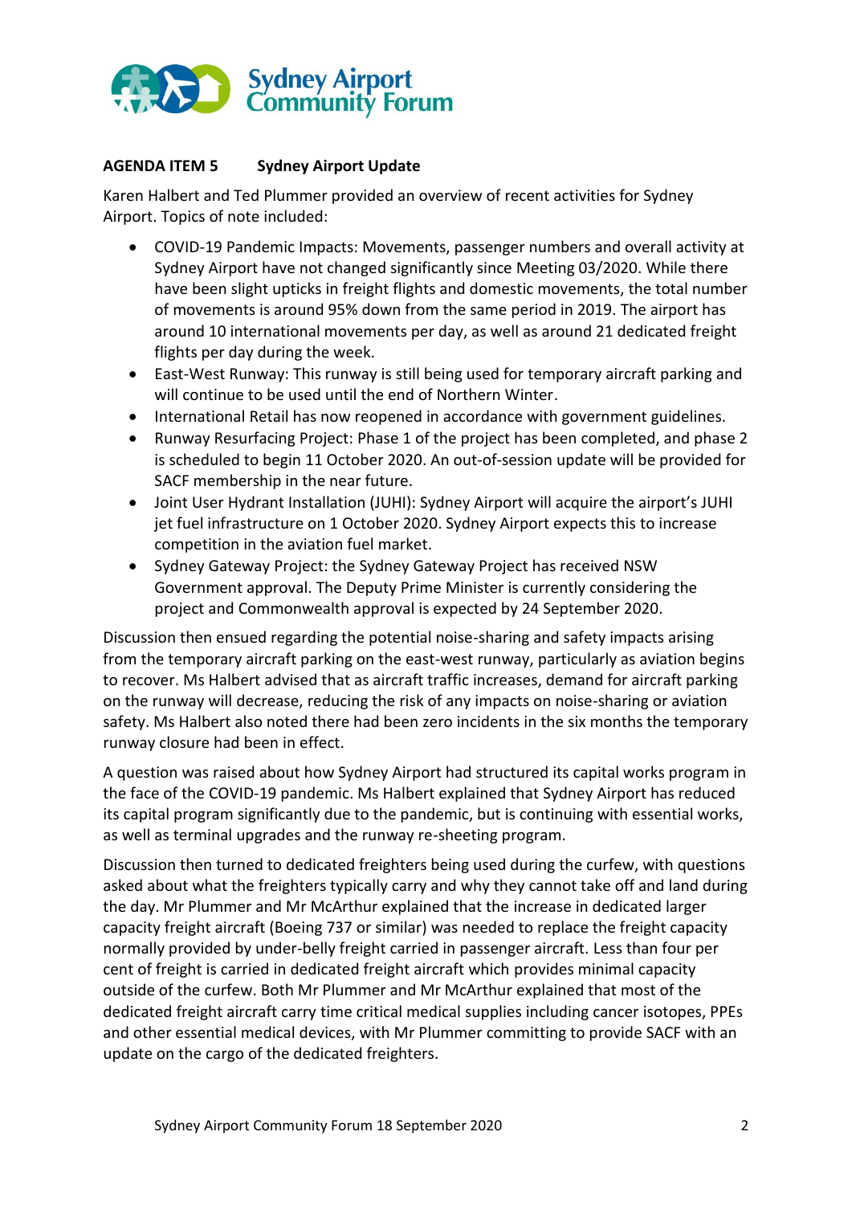**AGENDA ITEM 5 Sydney Airport Update**

Karen Halbert and Ted Plummer provided an overview of recent activities for Sydney Airport. Topics of note included:

- COVID-19 Pandemic Impacts: Movements, passenger numbers and overall activity at Sydney Airport have not changed significantly since Meeting 03/2020. While there have been slight upticks in freight flights and domestic movements, the total number of movements is around 95% down from the same period in 2019. The airport has around 10 international movements per day, as well as around 21 dedicated freight flights per day during the week.
- East-West Runway: This runway is still being used for temporary aircraft parking and will continue to be used until the end of Northern Winter.
- International Retail has now reopened in accordance with government guidelines.
- Runway Resurfacing Project: Phase 1 of the project has been completed, and phase 2 is scheduled to begin 11 October 2020. An out-of-session update will be provided for SACF membership in the near future.
- Joint User Hydrant Installation (JUHI): Sydney Airport will acquire the airport's JUHI jet fuel infrastructure on 1 October 2020. Sydney Airport expects this to increase competition in the aviation fuel market.
- Sydney Gateway Project: the Sydney Gateway Project has received NSW Government approval. The Deputy Prime Minister is currently considering the project and Commonwealth approval is expected by 24 September 2020.

Discussion then ensued regarding the potential noise-sharing and safety impacts arising from the temporary aircraft parking on the east-west runway, particularly as aviation begins to recover. Ms Halbert advised that as aircraft traffic increases, demand for aircraft parking on the runway will decrease, reducing the risk of any impacts on noise-sharing or aviation safety. Ms Halbert also noted there had been zero incidents in the six months the temporary runway closure had been in effect.

A question was raised about how Sydney Airport had structured its capital works program in the face of the COVID-19 pandemic. Ms Halbert explained that Sydney Airport has reduced its capital program significantly due to the pandemic, but is continuing with essential works, as well as terminal upgrades and the runway re-sheeting program.

Discussion then turned to dedicated freighters being used during the curfew, with questions asked about what the freighters typically carry and why they cannot take off and land during the day. Mr Plummer and Mr McArthur explained that the increase in dedicated larger capacity freight aircraft (Boeing 737 or similar) was needed to replace the freight capacity normally provided by under-belly freight carried in passenger aircraft. Less than four per cent of freight is carried in dedicated freight aircraft which provides minimal capacity outside of the curfew. Both Mr Plummer and Mr McArthur explained that most of the dedicated freight aircraft carry time critical medical supplies including cancer isotopes, PPEs and other essential medical devices, with Mr Plummer committing to provide SACF with an update on the cargo of the dedicated freighters.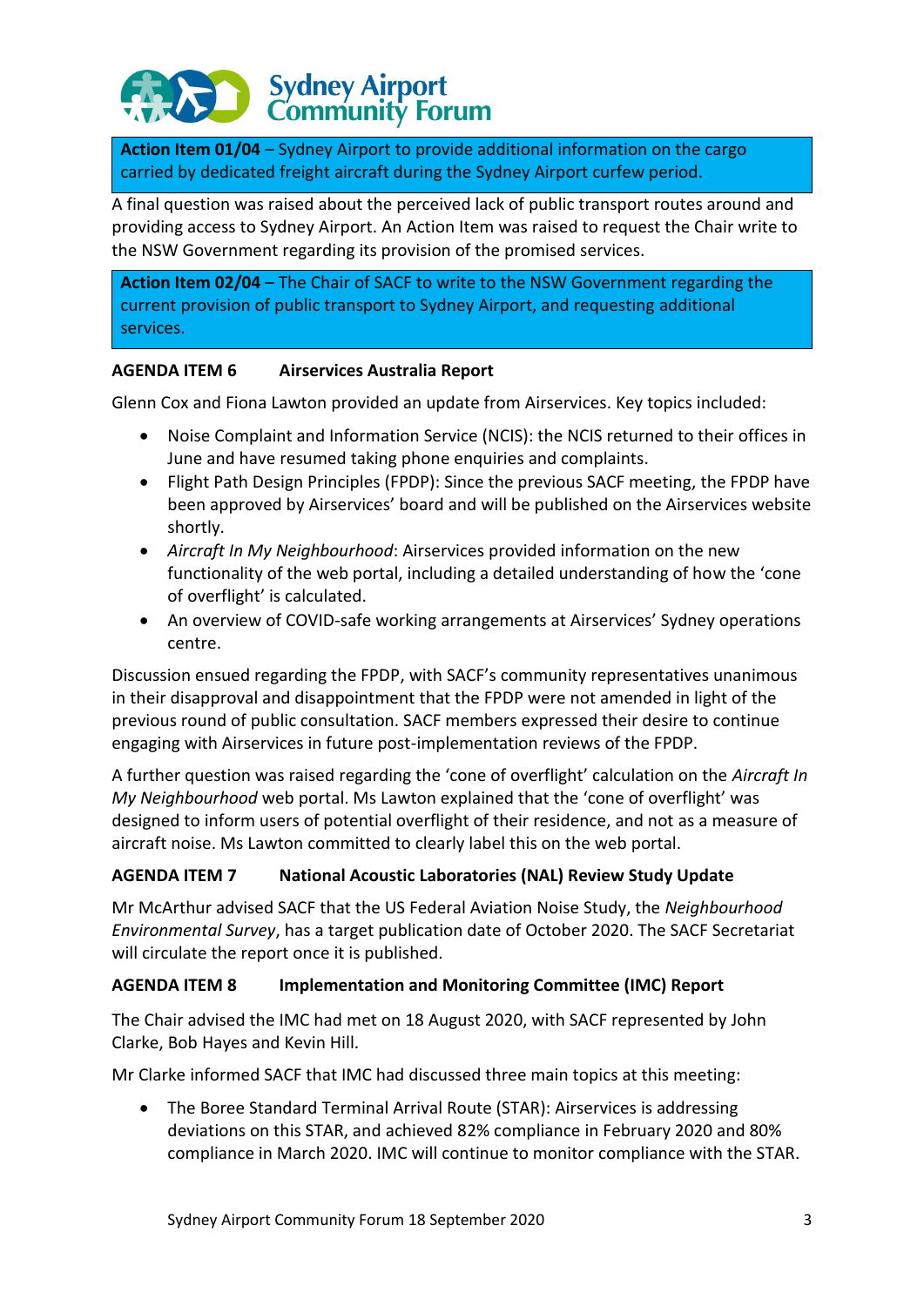**Action Item 01/04** – Sydney Airport to provide additional information on the cargo carried by dedicated freight aircraft during the Sydney Airport curfew period.

A final question was raised about the perceived lack of public transport routes around and providing access to Sydney Airport. An Action Item was raised to request the Chair write to the NSW Government regarding its provision of the promised services.

**Action Item 02/04** – The Chair of SACF to write to the NSW Government regarding the current provision of public transport to Sydney Airport, and requesting additional services.

**AGENDA ITEM 6 Airservices Australia Report**

Glenn Cox and Fiona Lawton provided an update from Airservices. Key topics included:

- Noise Complaint and Information Service (NCIS): the NCIS returned to their offices in June and have resumed taking phone enquiries and complaints.
- Flight Path Design Principles (FPDP): Since the previous SACF meeting, the FPDP have been approved by Airservices' board and will be published on the Airservices website shortly.
- *Aircraft In My Neighbourhood*: Airservices provided information on the new functionality of the web portal, including a detailed understanding of how the 'cone of overflight' is calculated.
- An overview of COVID-safe working arrangements at Airservices' Sydney operations centre.

Discussion ensued regarding the FPDP, with SACF's community representatives unanimous in their disapproval and disappointment that the FPDP were not amended in light of the previous round of public consultation. SACF members expressed their desire to continue engaging with Airservices in future post-implementation reviews of the FPDP.

A further question was raised regarding the 'cone of overflight' calculation on the *Aircraft In My Neighbourhood* web portal. Ms Lawton explained that the 'cone of overflight' was designed to inform users of potential overflight of their residence, and not as a measure of aircraft noise. Ms Lawton committed to clearly label this on the web portal.

**AGENDA ITEM 7 National Acoustic Laboratories (NAL) Review Study Update**

Mr McArthur advised SACF that the US Federal Aviation Noise Study, the *Neighbourhood Environmental Survey*, has a target publication date of October 2020. The SACF Secretariat will circulate the report once it is published.

**AGENDA ITEM 8 Implementation and Monitoring Committee (IMC) Report**

The Chair advised the IMC had met on 18 August 2020, with SACF represented by John Clarke, Bob Hayes and Kevin Hill.

Mr Clarke informed SACF that IMC had discussed three main topics at this meeting:

- The Boree Standard Terminal Arrival Route (STAR): Airservices is addressing deviations on this STAR, and achieved 82% compliance in February 2020 and 80% compliance in March 2020. IMC will continue to monitor compliance with the STAR.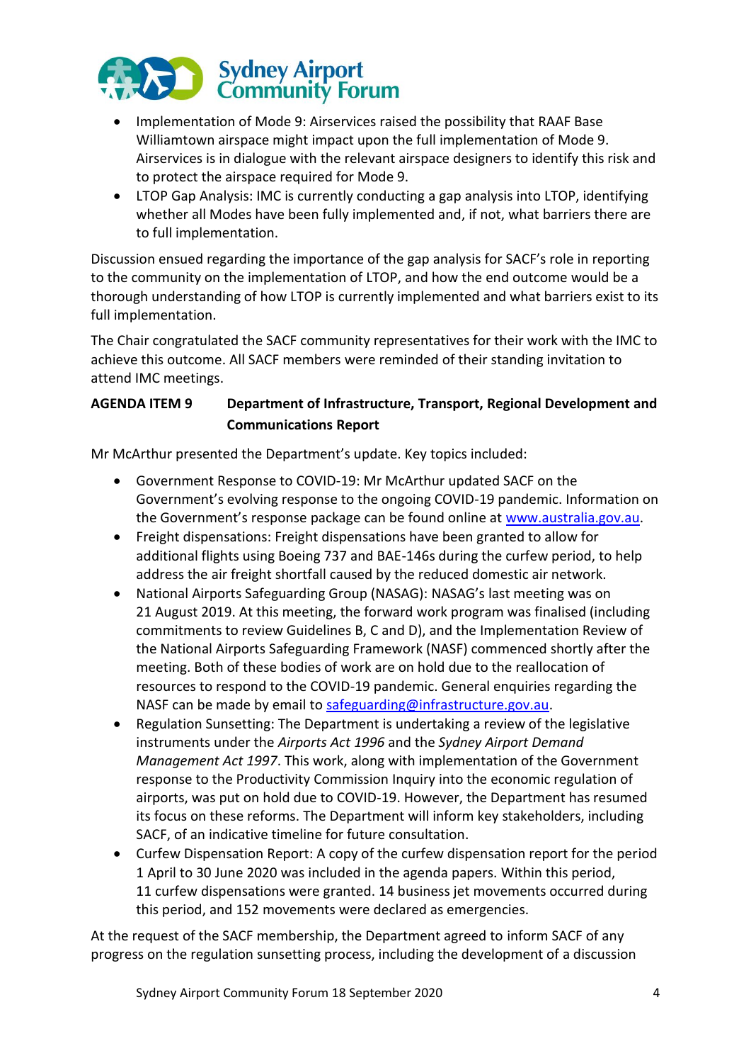- Implementation of Mode 9: Airservices raised the possibility that RAAF Base Williamtown airspace might impact upon the full implementation of Mode 9. Airservices is in dialogue with the relevant airspace designers to identify this risk and to protect the airspace required for Mode 9.
- LTOP Gap Analysis: IMC is currently conducting a gap analysis into LTOP, identifying whether all Modes have been fully implemented and, if not, what barriers there are to full implementation.

Discussion ensued regarding the importance of the gap analysis for SACF's role in reporting to the community on the implementation of LTOP, and how the end outcome would be a thorough understanding of how LTOP is currently implemented and what barriers exist to its full implementation.

The Chair congratulated the SACF community representatives for their work with the IMC to achieve this outcome. All SACF members were reminded of their standing invitation to attend IMC meetings.

**AGENDA ITEM 9 Department of Infrastructure, Transport, Regional Development and Communications Report**

Mr McArthur presented the Department's update. Key topics included:

- Government Response to COVID-19: Mr McArthur updated SACF on the Government's evolving response to the ongoing COVID-19 pandemic. Information on the Government's response package can be found online at www.australia.gov.au.
- Freight dispensations: Freight dispensations have been granted to allow for additional flights using Boeing 737 and BAE-146s during the curfew period, to help address the air freight shortfall caused by the reduced domestic air network.
- National Airports Safeguarding Group (NASAG): NASAG's last meeting was on 21 August 2019. At this meeting, the forward work program was finalised (including commitments to review Guidelines B, C and D), and the Implementation Review of the National Airports Safeguarding Framework (NASF) commenced shortly after the meeting. Both of these bodies of work are on hold due to the reallocation of resources to respond to the COVID-19 pandemic. General enquiries regarding the NASF can be made by email to safeguarding@infrastructure.gov.au.
- Regulation Sunsetting: The Department is undertaking a review of the legislative instruments under the *Airports Act 1996* and the *Sydney Airport Demand Management Act 1997*. This work, along with implementation of the Government response to the Productivity Commission Inquiry into the economic regulation of airports, was put on hold due to COVID-19. However, the Department has resumed its focus on these reforms. The Department will inform key stakeholders, including SACF, of an indicative timeline for future consultation.
- Curfew Dispensation Report: A copy of the curfew dispensation report for the period 1 April to 30 June 2020 was included in the agenda papers. Within this period, 11 curfew dispensations were granted. 14 business jet movements occurred during this period, and 152 movements were declared as emergencies.

At the request of the SACF membership, the Department agreed to inform SACF of any progress on the regulation sunsetting process, including the development of a discussion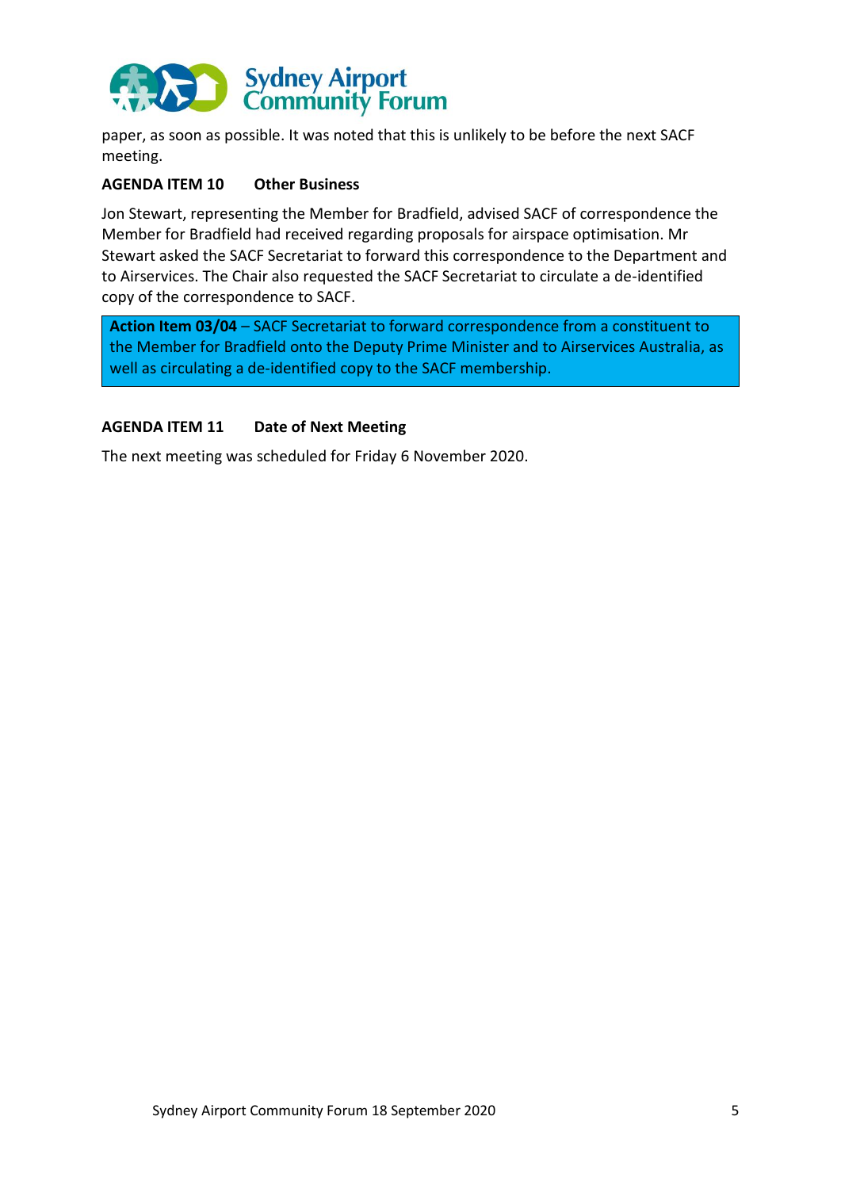paper, as soon as possible. It was noted that this is unlikely to be before the next SACF meeting.

**AGENDA ITEM 10 Other Business**

Jon Stewart, representing the Member for Bradfield, advised SACF of correspondence the Member for Bradfield had received regarding proposals for airspace optimisation. Mr Stewart asked the SACF Secretariat to forward this correspondence to the Department and to Airservices. The Chair also requested the SACF Secretariat to circulate a de-identified copy of the correspondence to SACF.

**Action Item 03/04** – SACF Secretariat to forward correspondence from a constituent to the Member for Bradfield onto the Deputy Prime Minister and to Airservices Australia, as well as circulating a de-identified copy to the SACF membership.

**AGENDA ITEM 11 Date of Next Meeting**

The next meeting was scheduled for Friday 6 November 2020.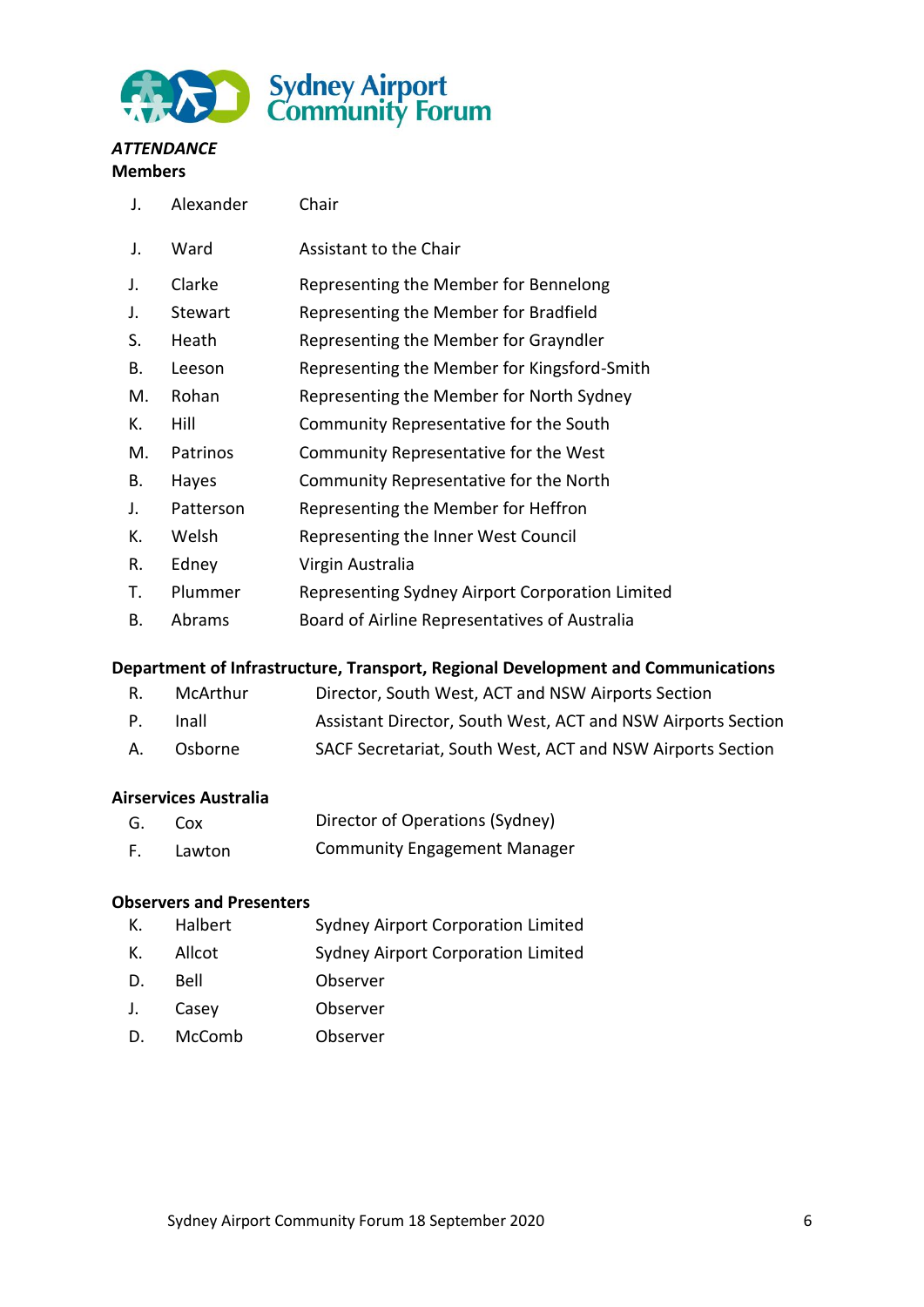Sydney Airport Community Forum

***ATTENDANCE***

**Members**

| | | |
|---|---|---|
| J. | Alexander | Chair |
| J. | Ward | Assistant to the Chair |
| J. | Clarke | Representing the Member for Bennelong |
| J. | Stewart | Representing the Member for Bradfield |
| S. | Heath | Representing the Member for Grayndler |
| B. | Leeson | Representing the Member for Kingsford-Smith |
| M. | Rohan | Representing the Member for North Sydney |
| K. | Hill | Community Representative for the South |
| M. | Patrinos | Community Representative for the West |
| B. | Hayes | Community Representative for the North |
| J. | Patterson | Representing the Member for Heffron |
| K. | Welsh | Representing the Inner West Council |
| R. | Edney | Virgin Australia |
| T. | Plummer | Representing Sydney Airport Corporation Limited |
| B. | Abrams | Board of Airline Representatives of Australia |

**Department of Infrastructure, Transport, Regional Development and Communications**

| | | |
|---|---|---|
| R. | McArthur | Director, South West, ACT and NSW Airports Section |
| P. | Inall | Assistant Director, South West, ACT and NSW Airports Section |
| A. | Osborne | SACF Secretariat, South West, ACT and NSW Airports Section |

**Airservices Australia**

| | | |
|---|---|---|
| G. | Cox | Director of Operations (Sydney) |
| F. | Lawton | Community Engagement Manager |

**Observers and Presenters**

| | | |
|---|---|---|
| K. | Halbert | Sydney Airport Corporation Limited |
| K. | Allcot | Sydney Airport Corporation Limited |
| D. | Bell | Observer |
| J. | Casey | Observer |
| D. | McComb | Observer |